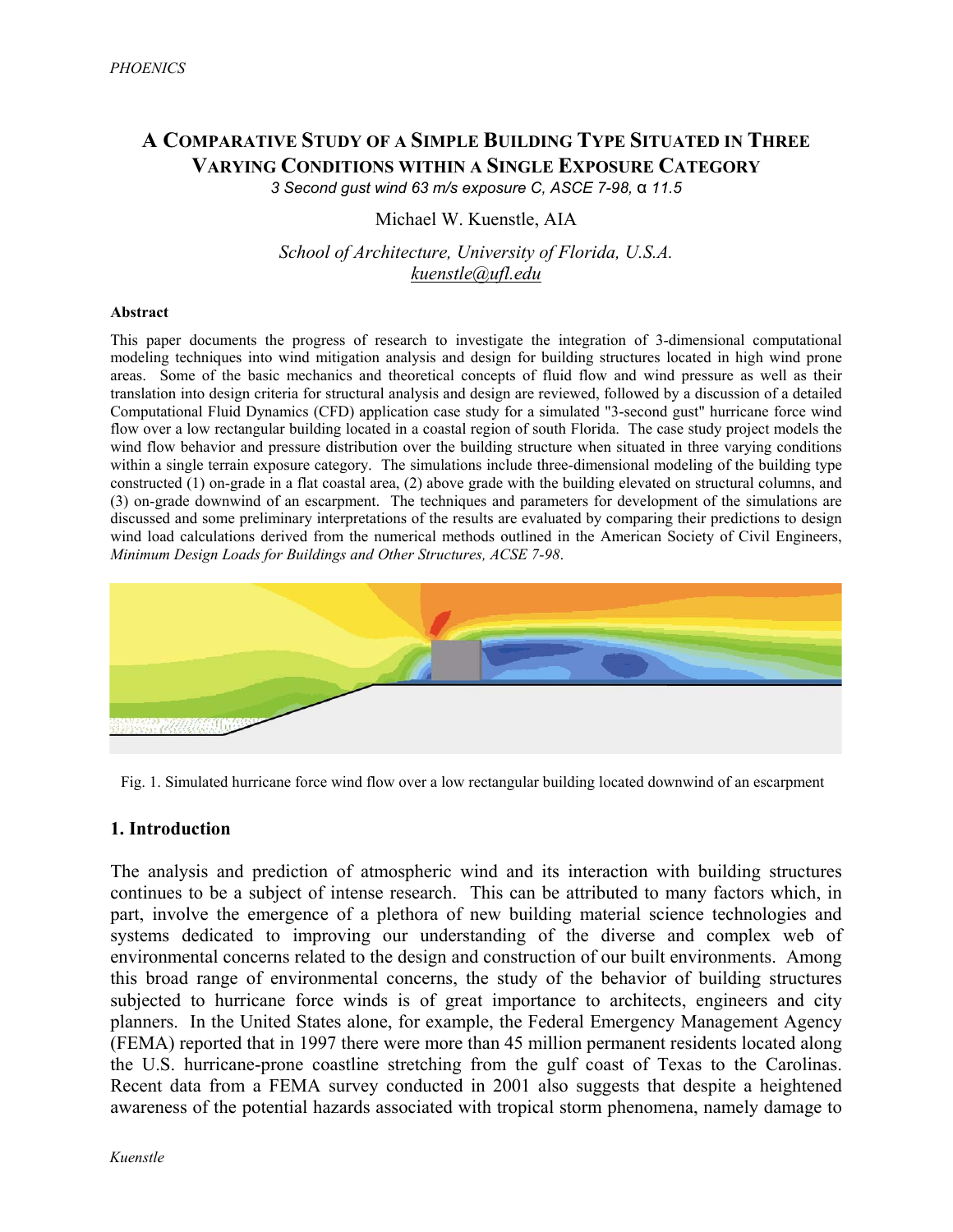# A Comparative Study of a Simple Building Type Situated in Three Varying Conditions within a Single Exposure Category

*3 Second gust wind 63 m/s exposure C, ASCE 7-98,* α *11.5*

Michael W. Kuenstle, AIA

*School of Architecture, University of Florida, U.S.A.*
*kuenstle@ufl.edu*

**Abstract**

This paper documents the progress of research to investigate the integration of 3-dimensional computational modeling techniques into wind mitigation analysis and design for building structures located in high wind prone areas. Some of the basic mechanics and theoretical concepts of fluid flow and wind pressure as well as their translation into design criteria for structural analysis and design are reviewed, followed by a discussion of a detailed Computational Fluid Dynamics (CFD) application case study for a simulated "3-second gust" hurricane force wind flow over a low rectangular building located in a coastal region of south Florida. The case study project models the wind flow behavior and pressure distribution over the building structure when situated in three varying conditions within a single terrain exposure category. The simulations include three-dimensional modeling of the building type constructed (1) on-grade in a flat coastal area, (2) above grade with the building elevated on structural columns, and (3) on-grade downwind of an escarpment. The techniques and parameters for development of the simulations are discussed and some preliminary interpretations of the results are evaluated by comparing their predictions to design wind load calculations derived from the numerical methods outlined in the American Society of Civil Engineers, *Minimum Design Loads for Buildings and Other Structures, ACSE 7-98*.

Fig. 1. Simulated hurricane force wind flow over a low rectangular building located downwind of an escarpment

## 1. Introduction

The analysis and prediction of atmospheric wind and its interaction with building structures continues to be a subject of intense research. This can be attributed to many factors which, in part, involve the emergence of a plethora of new building material science technologies and systems dedicated to improving our understanding of the diverse and complex web of environmental concerns related to the design and construction of our built environments. Among this broad range of environmental concerns, the study of the behavior of building structures subjected to hurricane force winds is of great importance to architects, engineers and city planners. In the United States alone, for example, the Federal Emergency Management Agency (FEMA) reported that in 1997 there were more than 45 million permanent residents located along the U.S. hurricane-prone coastline stretching from the gulf coast of Texas to the Carolinas. Recent data from a FEMA survey conducted in 2001 also suggests that despite a heightened awareness of the potential hazards associated with tropical storm phenomena, namely damage to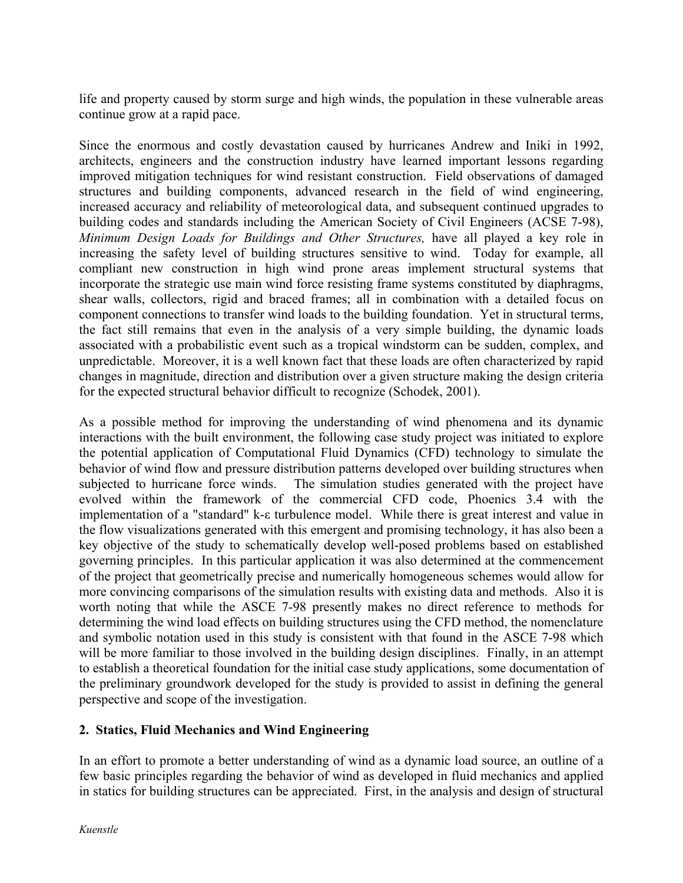life and property caused by storm surge and high winds, the population in these vulnerable areas continue grow at a rapid pace.

Since the enormous and costly devastation caused by hurricanes Andrew and Iniki in 1992, architects, engineers and the construction industry have learned important lessons regarding improved mitigation techniques for wind resistant construction. Field observations of damaged structures and building components, advanced research in the field of wind engineering, increased accuracy and reliability of meteorological data, and subsequent continued upgrades to building codes and standards including the American Society of Civil Engineers (ACSE 7-98), *Minimum Design Loads for Buildings and Other Structures,* have all played a key role in increasing the safety level of building structures sensitive to wind. Today for example, all compliant new construction in high wind prone areas implement structural systems that incorporate the strategic use main wind force resisting frame systems constituted by diaphragms, shear walls, collectors, rigid and braced frames; all in combination with a detailed focus on component connections to transfer wind loads to the building foundation. Yet in structural terms, the fact still remains that even in the analysis of a very simple building, the dynamic loads associated with a probabilistic event such as a tropical windstorm can be sudden, complex, and unpredictable. Moreover, it is a well known fact that these loads are often characterized by rapid changes in magnitude, direction and distribution over a given structure making the design criteria for the expected structural behavior difficult to recognize (Schodek, 2001).

As a possible method for improving the understanding of wind phenomena and its dynamic interactions with the built environment, the following case study project was initiated to explore the potential application of Computational Fluid Dynamics (CFD) technology to simulate the behavior of wind flow and pressure distribution patterns developed over building structures when subjected to hurricane force winds. The simulation studies generated with the project have evolved within the framework of the commercial CFD code, Phoenics 3.4 with the implementation of a "standard" k-ε turbulence model. While there is great interest and value in the flow visualizations generated with this emergent and promising technology, it has also been a key objective of the study to schematically develop well-posed problems based on established governing principles. In this particular application it was also determined at the commencement of the project that geometrically precise and numerically homogeneous schemes would allow for more convincing comparisons of the simulation results with existing data and methods. Also it is worth noting that while the ASCE 7-98 presently makes no direct reference to methods for determining the wind load effects on building structures using the CFD method, the nomenclature and symbolic notation used in this study is consistent with that found in the ASCE 7-98 which will be more familiar to those involved in the building design disciplines. Finally, in an attempt to establish a theoretical foundation for the initial case study applications, some documentation of the preliminary groundwork developed for the study is provided to assist in defining the general perspective and scope of the investigation.

## 2. Statics, Fluid Mechanics and Wind Engineering

In an effort to promote a better understanding of wind as a dynamic load source, an outline of a few basic principles regarding the behavior of wind as developed in fluid mechanics and applied in statics for building structures can be appreciated. First, in the analysis and design of structural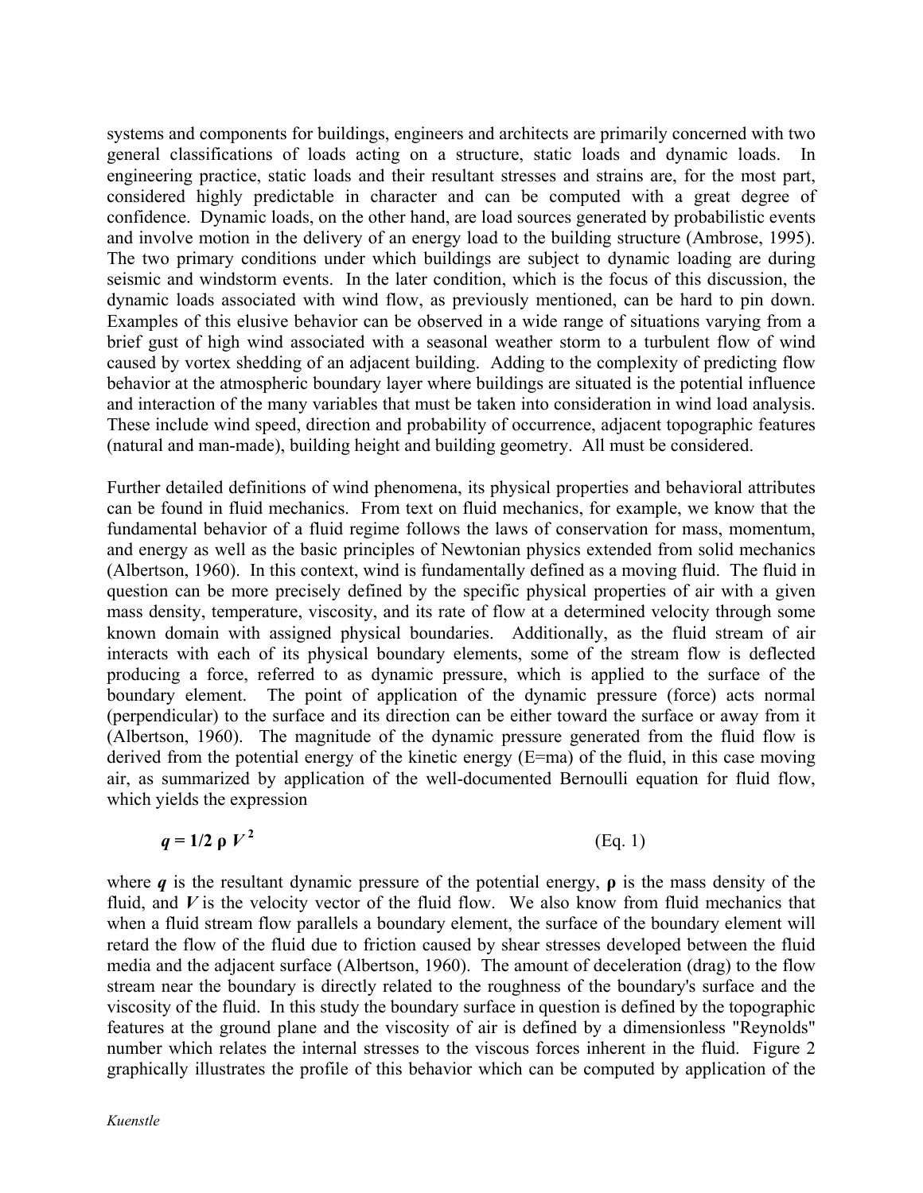systems and components for buildings, engineers and architects are primarily concerned with two general classifications of loads acting on a structure, static loads and dynamic loads. In engineering practice, static loads and their resultant stresses and strains are, for the most part, considered highly predictable in character and can be computed with a great degree of confidence. Dynamic loads, on the other hand, are load sources generated by probabilistic events and involve motion in the delivery of an energy load to the building structure (Ambrose, 1995). The two primary conditions under which buildings are subject to dynamic loading are during seismic and windstorm events. In the later condition, which is the focus of this discussion, the dynamic loads associated with wind flow, as previously mentioned, can be hard to pin down. Examples of this elusive behavior can be observed in a wide range of situations varying from a brief gust of high wind associated with a seasonal weather storm to a turbulent flow of wind caused by vortex shedding of an adjacent building. Adding to the complexity of predicting flow behavior at the atmospheric boundary layer where buildings are situated is the potential influence and interaction of the many variables that must be taken into consideration in wind load analysis. These include wind speed, direction and probability of occurrence, adjacent topographic features (natural and man-made), building height and building geometry. All must be considered.

Further detailed definitions of wind phenomena, its physical properties and behavioral attributes can be found in fluid mechanics. From text on fluid mechanics, for example, we know that the fundamental behavior of a fluid regime follows the laws of conservation for mass, momentum, and energy as well as the basic principles of Newtonian physics extended from solid mechanics (Albertson, 1960). In this context, wind is fundamentally defined as a moving fluid. The fluid in question can be more precisely defined by the specific physical properties of air with a given mass density, temperature, viscosity, and its rate of flow at a determined velocity through some known domain with assigned physical boundaries. Additionally, as the fluid stream of air interacts with each of its physical boundary elements, some of the stream flow is deflected producing a force, referred to as dynamic pressure, which is applied to the surface of the boundary element. The point of application of the dynamic pressure (force) acts normal (perpendicular) to the surface and its direction can be either toward the surface or away from it (Albertson, 1960). The magnitude of the dynamic pressure generated from the fluid flow is derived from the potential energy of the kinetic energy ($E=ma$) of the fluid, in this case moving air, as summarized by application of the well-documented Bernoulli equation for fluid flow, which yields the expression

$$q = 1/2 \, \rho \, V^2 \qquad \text{(Eq. 1)}$$

where $q$ is the resultant dynamic pressure of the potential energy, $\rho$ is the mass density of the fluid, and $V$ is the velocity vector of the fluid flow. We also know from fluid mechanics that when a fluid stream flow parallels a boundary element, the surface of the boundary element will retard the flow of the fluid due to friction caused by shear stresses developed between the fluid media and the adjacent surface (Albertson, 1960). The amount of deceleration (drag) to the flow stream near the boundary is directly related to the roughness of the boundary's surface and the viscosity of the fluid. In this study the boundary surface in question is defined by the topographic features at the ground plane and the viscosity of air is defined by a dimensionless "Reynolds" number which relates the internal stresses to the viscous forces inherent in the fluid. Figure 2 graphically illustrates the profile of this behavior which can be computed by application of the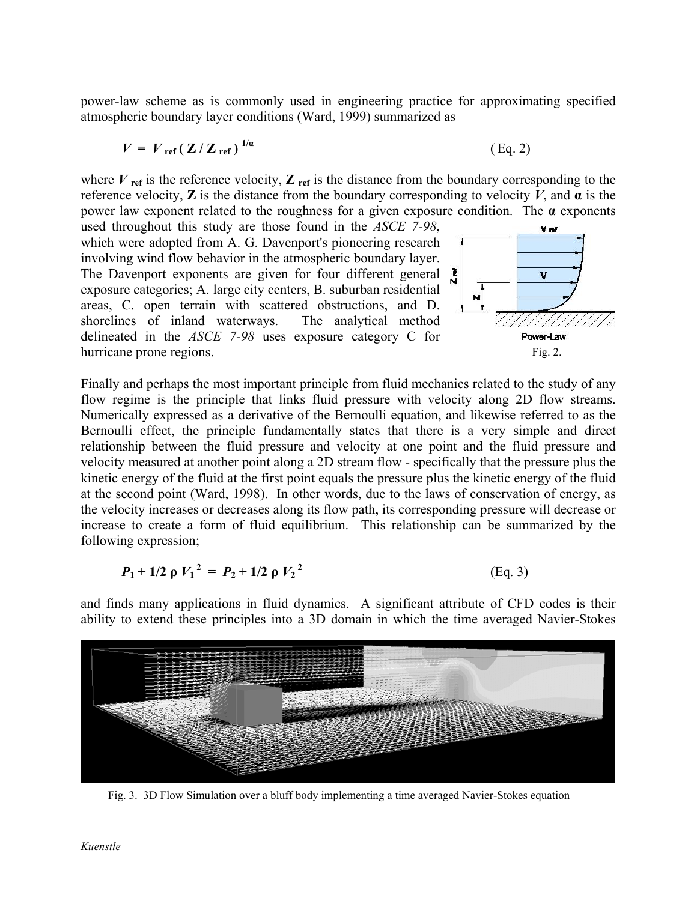power-law scheme as is commonly used in engineering practice for approximating specified atmospheric boundary layer conditions (Ward, 1999) summarized as

$$V = V_{ref} \, ( Z / Z_{ref} )^{1/\alpha} \qquad \text{(Eq. 2)}$$

where $V_{ref}$ is the reference velocity, $Z_{ref}$ is the distance from the boundary corresponding to the reference velocity, $Z$ is the distance from the boundary corresponding to velocity $V$, and $\alpha$ is the power law exponent related to the roughness for a given exposure condition. The $\alpha$ exponents used throughout this study are those found in the *ASCE 7-98*, which were adopted from A. G. Davenport's pioneering research involving wind flow behavior in the atmospheric boundary layer. The Davenport exponents are given for four different general exposure categories; A. large city centers, B. suburban residential areas, C. open terrain with scattered obstructions, and D. shorelines of inland waterways. The analytical method delineated in the *ASCE 7-98* uses exposure category C for hurricane prone regions.

Fig. 2.

Finally and perhaps the most important principle from fluid mechanics related to the study of any flow regime is the principle that links fluid pressure with velocity along 2D flow streams. Numerically expressed as a derivative of the Bernoulli equation, and likewise referred to as the Bernoulli effect, the principle fundamentally states that there is a very simple and direct relationship between the fluid pressure and velocity at one point and the fluid pressure and velocity measured at another point along a 2D stream flow - specifically that the pressure plus the kinetic energy of the fluid at the first point equals the pressure plus the kinetic energy of the fluid at the second point (Ward, 1998). In other words, due to the laws of conservation of energy, as the velocity increases or decreases along its flow path, its corresponding pressure will decrease or increase to create a form of fluid equilibrium. This relationship can be summarized by the following expression;

$$P_1 + 1/2 \, \rho \, V_1^{\,2} = P_2 + 1/2 \, \rho \, V_2^{\,2} \qquad \text{(Eq. 3)}$$

and finds many applications in fluid dynamics. A significant attribute of CFD codes is their ability to extend these principles into a 3D domain in which the time averaged Navier-Stokes

Fig. 3. 3D Flow Simulation over a bluff body implementing a time averaged Navier-Stokes equation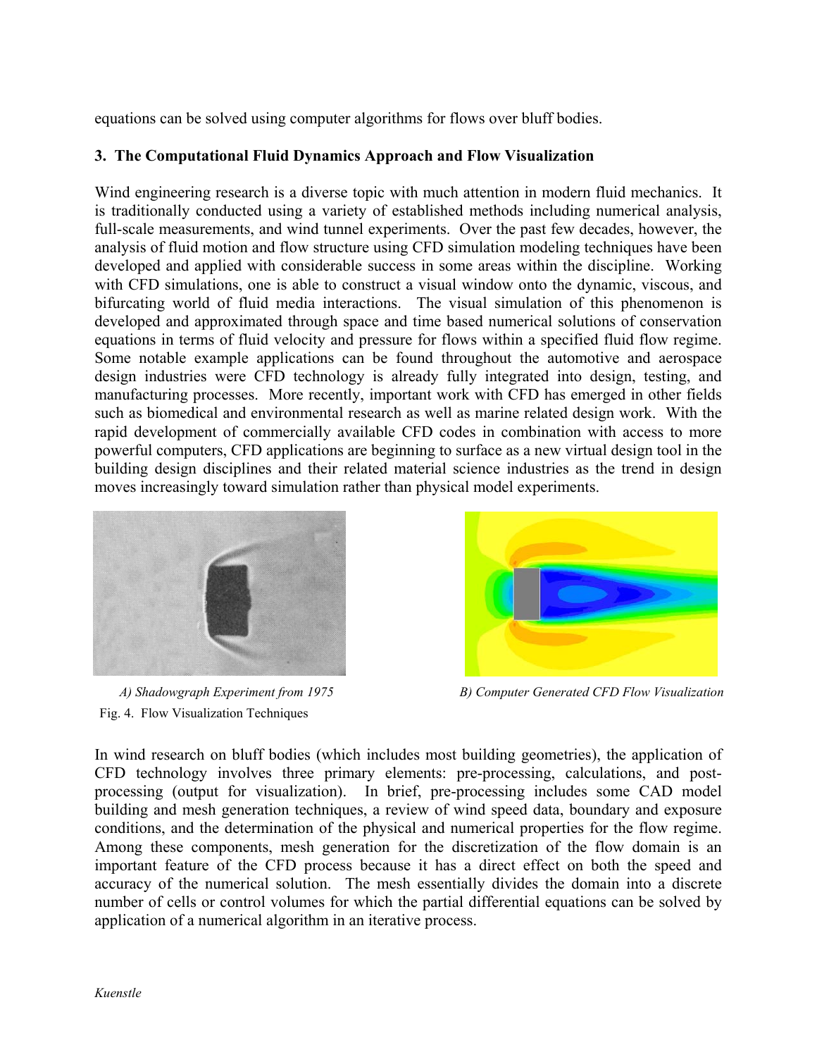equations can be solved using computer algorithms for flows over bluff bodies.

## 3. The Computational Fluid Dynamics Approach and Flow Visualization

Wind engineering research is a diverse topic with much attention in modern fluid mechanics. It is traditionally conducted using a variety of established methods including numerical analysis, full-scale measurements, and wind tunnel experiments. Over the past few decades, however, the analysis of fluid motion and flow structure using CFD simulation modeling techniques have been developed and applied with considerable success in some areas within the discipline. Working with CFD simulations, one is able to construct a visual window onto the dynamic, viscous, and bifurcating world of fluid media interactions. The visual simulation of this phenomenon is developed and approximated through space and time based numerical solutions of conservation equations in terms of fluid velocity and pressure for flows within a specified fluid flow regime. Some notable example applications can be found throughout the automotive and aerospace design industries were CFD technology is already fully integrated into design, testing, and manufacturing processes. More recently, important work with CFD has emerged in other fields such as biomedical and environmental research as well as marine related design work. With the rapid development of commercially available CFD codes in combination with access to more powerful computers, CFD applications are beginning to surface as a new virtual design tool in the building design disciplines and their related material science industries as the trend in design moves increasingly toward simulation rather than physical model experiments.

*A) Shadowgraph Experiment from 1975*

*B) Computer Generated CFD Flow Visualization*

Fig. 4. Flow Visualization Techniques

In wind research on bluff bodies (which includes most building geometries), the application of CFD technology involves three primary elements: pre-processing, calculations, and post-processing (output for visualization). In brief, pre-processing includes some CAD model building and mesh generation techniques, a review of wind speed data, boundary and exposure conditions, and the determination of the physical and numerical properties for the flow regime. Among these components, mesh generation for the discretization of the flow domain is an important feature of the CFD process because it has a direct effect on both the speed and accuracy of the numerical solution. The mesh essentially divides the domain into a discrete number of cells or control volumes for which the partial differential equations can be solved by application of a numerical algorithm in an iterative process.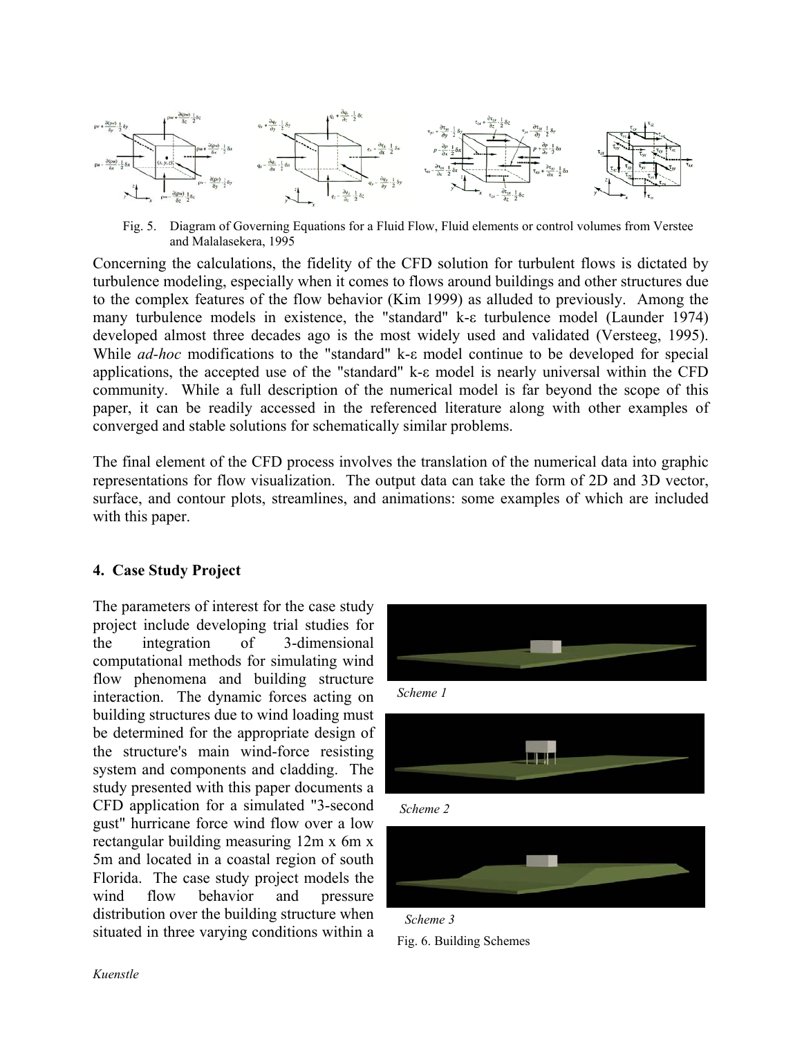Fig. 5. Diagram of Governing Equations for a Fluid Flow, Fluid elements or control volumes from Verstee and Malalasekera, 1995

Concerning the calculations, the fidelity of the CFD solution for turbulent flows is dictated by turbulence modeling, especially when it comes to flows around buildings and other structures due to the complex features of the flow behavior (Kim 1999) as alluded to previously. Among the many turbulence models in existence, the "standard" k-ε turbulence model (Launder 1974) developed almost three decades ago is the most widely used and validated (Versteeg, 1995). While *ad-hoc* modifications to the "standard" k-ε model continue to be developed for special applications, the accepted use of the "standard" k-ε model is nearly universal within the CFD community. While a full description of the numerical model is far beyond the scope of this paper, it can be readily accessed in the referenced literature along with other examples of converged and stable solutions for schematically similar problems.

The final element of the CFD process involves the translation of the numerical data into graphic representations for flow visualization. The output data can take the form of 2D and 3D vector, surface, and contour plots, streamlines, and animations: some examples of which are included with this paper.

## 4. Case Study Project

The parameters of interest for the case study project include developing trial studies for the integration of 3-dimensional computational methods for simulating wind flow phenomena and building structure interaction. The dynamic forces acting on building structures due to wind loading must be determined for the appropriate design of the structure's main wind-force resisting system and components and cladding. The study presented with this paper documents a CFD application for a simulated "3-second gust" hurricane force wind flow over a low rectangular building measuring 12m x 6m x 5m and located in a coastal region of south Florida. The case study project models the wind flow behavior and pressure distribution over the building structure when situated in three varying conditions within a

*Scheme 1*

*Scheme 2*

*Scheme 3*

Fig. 6. Building Schemes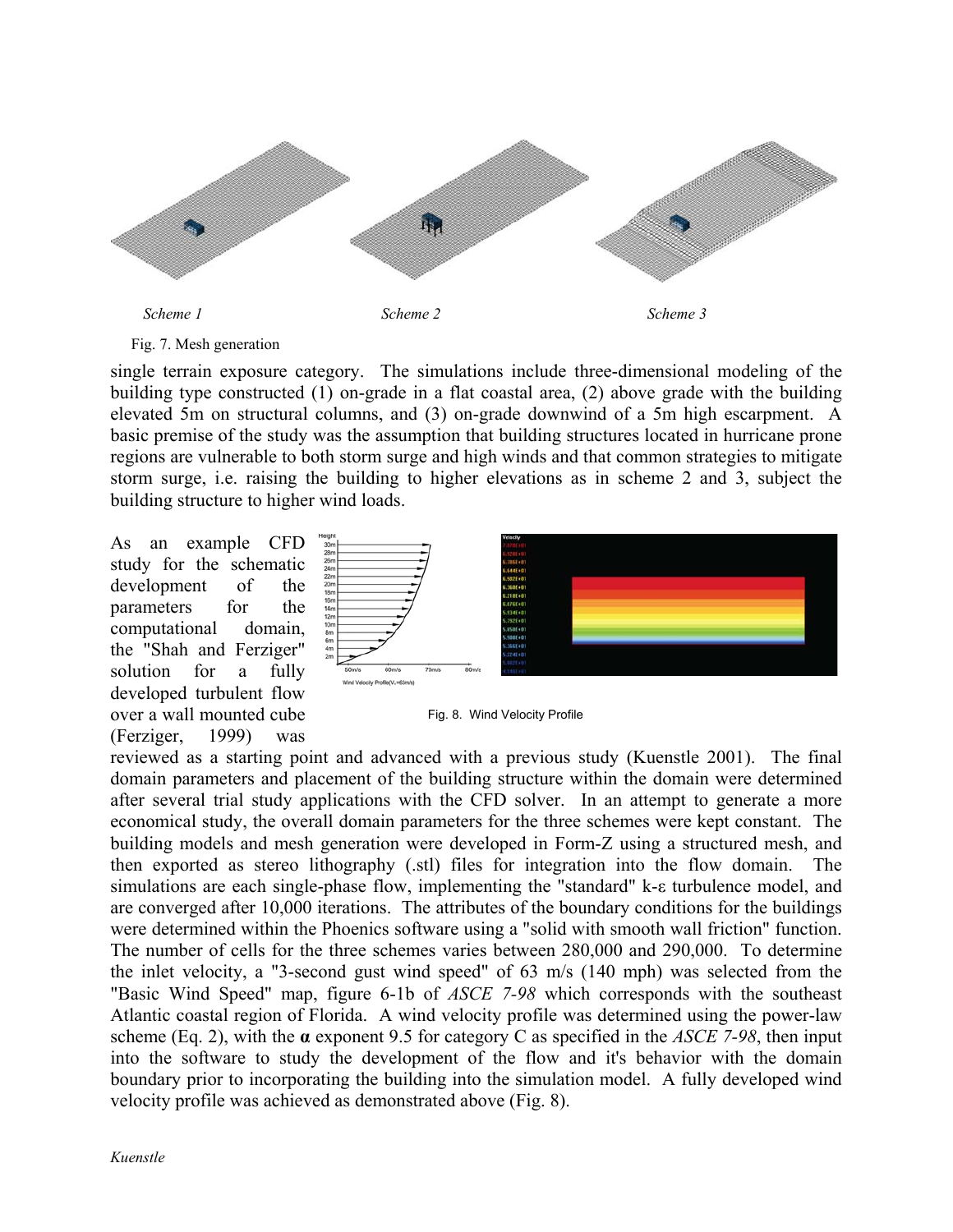*Scheme 1* *Scheme 2* *Scheme 3*

Fig. 7. Mesh generation

single terrain exposure category. The simulations include three-dimensional modeling of the building type constructed (1) on-grade in a flat coastal area, (2) above grade with the building elevated 5m on structural columns, and (3) on-grade downwind of a 5m high escarpment. A basic premise of the study was the assumption that building structures located in hurricane prone regions are vulnerable to both storm surge and high winds and that common strategies to mitigate storm surge, i.e. raising the building to higher elevations as in scheme 2 and 3, subject the building structure to higher wind loads.

As an example CFD study for the schematic development of the parameters for the computational domain, the "Shah and Ferziger" solution for a fully developed turbulent flow over a wall mounted cube (Ferziger, 1999) was reviewed as a starting point and advanced with a previous study (Kuenstle 2001). The final domain parameters and placement of the building structure within the domain were determined after several trial study applications with the CFD solver. In an attempt to generate a more economical study, the overall domain parameters for the three schemes were kept constant. The building models and mesh generation were developed in Form-Z using a structured mesh, and then exported as stereo lithography (.stl) files for integration into the flow domain. The simulations are each single-phase flow, implementing the "standard" k-ε turbulence model, and are converged after 10,000 iterations. The attributes of the boundary conditions for the buildings were determined within the Phoenics software using a "solid with smooth wall friction" function. The number of cells for the three schemes varies between 280,000 and 290,000. To determine the inlet velocity, a "3-second gust wind speed" of 63 m/s (140 mph) was selected from the "Basic Wind Speed" map, figure 6-1b of *ASCE 7-98* which corresponds with the southeast Atlantic coastal region of Florida. A wind velocity profile was determined using the power-law scheme (Eq. 2), with the **α** exponent 9.5 for category C as specified in the *ASCE 7-98*, then input into the software to study the development of the flow and it's behavior with the domain boundary prior to incorporating the building into the simulation model. A fully developed wind velocity profile was achieved as demonstrated above (Fig. 8).

Fig. 8. Wind Velocity Profile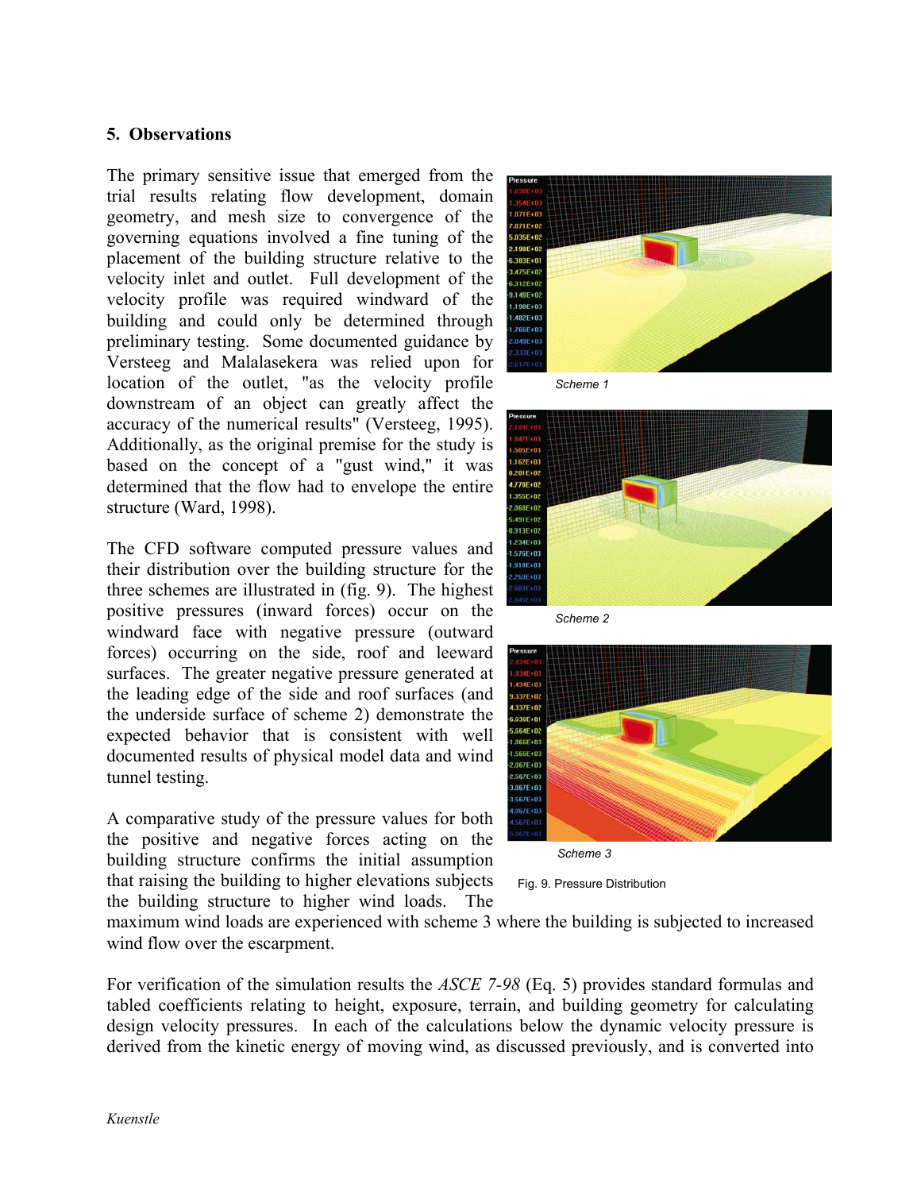## 5. Observations

The primary sensitive issue that emerged from the trial results relating flow development, domain geometry, and mesh size to convergence of the governing equations involved a fine tuning of the placement of the building structure relative to the velocity inlet and outlet. Full development of the velocity profile was required windward of the building and could only be determined through preliminary testing. Some documented guidance by Versteeg and Malalasekera was relied upon for location of the outlet, "as the velocity profile downstream of an object can greatly affect the accuracy of the numerical results" (Versteeg, 1995). Additionally, as the original premise for the study is based on the concept of a "gust wind," it was determined that the flow had to envelope the entire structure (Ward, 1998).

The CFD software computed pressure values and their distribution over the building structure for the three schemes are illustrated in (fig. 9). The highest positive pressures (inward forces) occur on the windward face with negative pressure (outward forces) occurring on the side, roof and leeward surfaces. The greater negative pressure generated at the leading edge of the side and roof surfaces (and the underside surface of scheme 2) demonstrate the expected behavior that is consistent with well documented results of physical model data and wind tunnel testing.

A comparative study of the pressure values for both the positive and negative forces acting on the building structure confirms the initial assumption that raising the building to higher elevations subjects the building structure to higher wind loads. The maximum wind loads are experienced with scheme 3 where the building is subjected to increased wind flow over the escarpment.

*Scheme 1*

*Scheme 2*

*Scheme 3*

Fig. 9. Pressure Distribution

For verification of the simulation results the *ASCE 7-98* (Eq. 5) provides standard formulas and tabled coefficients relating to height, exposure, terrain, and building geometry for calculating design velocity pressures. In each of the calculations below the dynamic velocity pressure is derived from the kinetic energy of moving wind, as discussed previously, and is converted into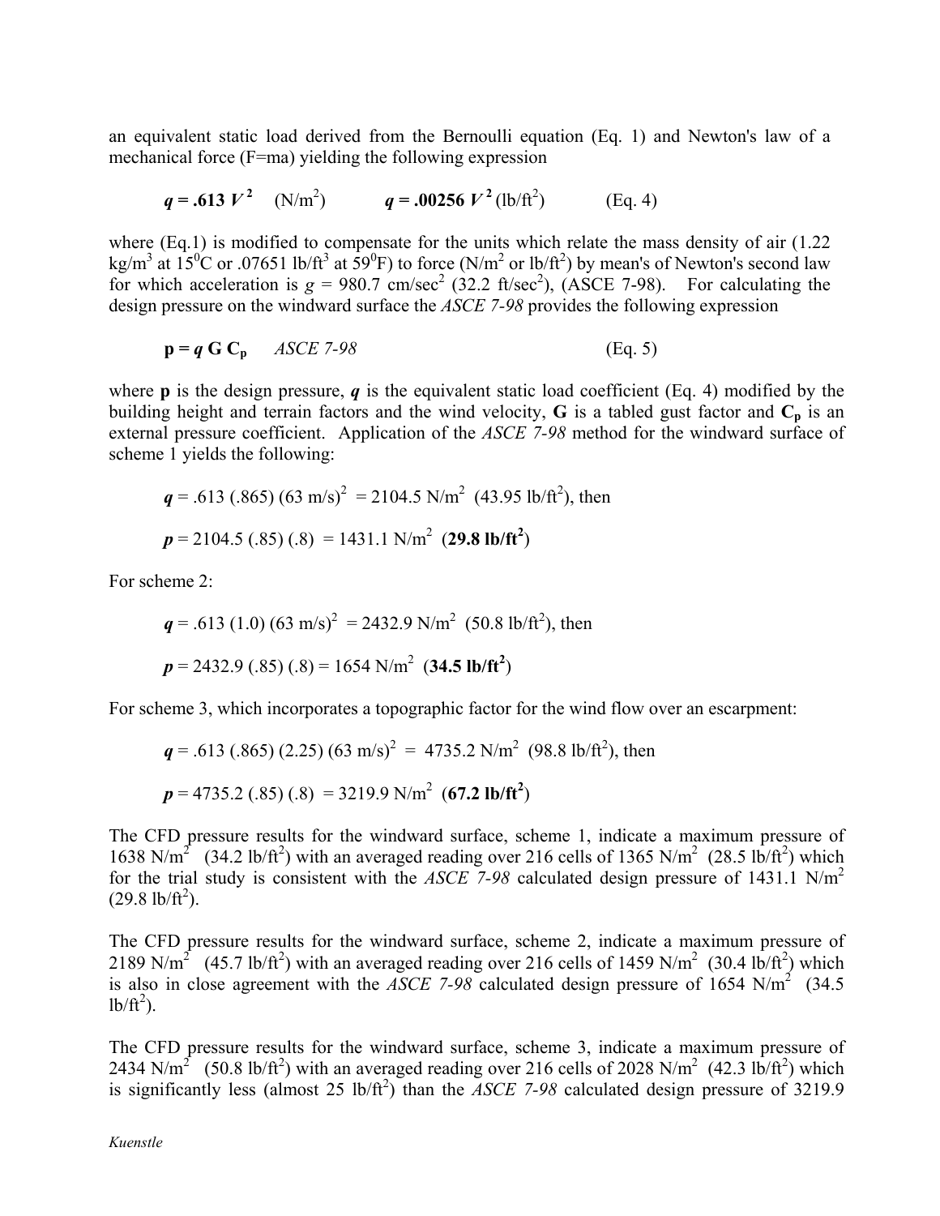an equivalent static load derived from the Bernoulli equation (Eq. 1) and Newton's law of a mechanical force (F=ma) yielding the following expression

$$\boldsymbol{q = .613\ V^2} \quad (\text{N/m}^2) \qquad \boldsymbol{q = .00256\ V^2}\ (\text{lb/ft}^2) \qquad \text{(Eq. 4)}$$

where (Eq.1) is modified to compensate for the units which relate the mass density of air (1.22 kg/m$^3$ at 15$^0$C or .07651 lb/ft$^3$ at 59$^0$F) to force (N/m$^2$ or lb/ft$^2$) by mean's of Newton's second law for which acceleration is $g$ = 980.7 cm/sec$^2$ (32.2 ft/sec$^2$), (ASCE 7-98). For calculating the design pressure on the windward surface the *ASCE 7-98* provides the following expression

$$\mathbf{p} = \boldsymbol{q}\ \mathbf{G}\ \mathbf{C_p} \quad \textit{ASCE 7-98} \qquad \text{(Eq. 5)}$$

where **p** is the design pressure, ***q*** is the equivalent static load coefficient (Eq. 4) modified by the building height and terrain factors and the wind velocity, **G** is a tabled gust factor and $\mathbf{C_p}$ is an external pressure coefficient. Application of the *ASCE 7-98* method for the windward surface of scheme 1 yields the following:

$q$ = .613 (.865) (63 m/s)$^2$ = 2104.5 N/m$^2$ (43.95 lb/ft$^2$), then

$p$ = 2104.5 (.85) (.8) = 1431.1 N/m$^2$ (**29.8 lb/ft$^2$**)

For scheme 2:

$q$ = .613 (1.0) (63 m/s)$^2$ = 2432.9 N/m$^2$ (50.8 lb/ft$^2$), then

$p$ = 2432.9 (.85) (.8) = 1654 N/m$^2$ (**34.5 lb/ft$^2$**)

For scheme 3, which incorporates a topographic factor for the wind flow over an escarpment:

$q$ = .613 (.865) (2.25) (63 m/s)$^2$ = 4735.2 N/m$^2$ (98.8 lb/ft$^2$), then

$p$ = 4735.2 (.85) (.8) = 3219.9 N/m$^2$ (**67.2 lb/ft$^2$**)

The CFD pressure results for the windward surface, scheme 1, indicate a maximum pressure of 1638 N/m$^2$ (34.2 lb/ft$^2$) with an averaged reading over 216 cells of 1365 N/m$^2$ (28.5 lb/ft$^2$) which for the trial study is consistent with the *ASCE 7-98* calculated design pressure of 1431.1 N/m$^2$ (29.8 lb/ft$^2$).

The CFD pressure results for the windward surface, scheme 2, indicate a maximum pressure of 2189 N/m$^2$ (45.7 lb/ft$^2$) with an averaged reading over 216 cells of 1459 N/m$^2$ (30.4 lb/ft$^2$) which is also in close agreement with the *ASCE 7-98* calculated design pressure of 1654 N/m$^2$ (34.5 lb/ft$^2$).

The CFD pressure results for the windward surface, scheme 3, indicate a maximum pressure of 2434 N/m$^2$ (50.8 lb/ft$^2$) with an averaged reading over 216 cells of 2028 N/m$^2$ (42.3 lb/ft$^2$) which is significantly less (almost 25 lb/ft$^2$) than the *ASCE 7-98* calculated design pressure of 3219.9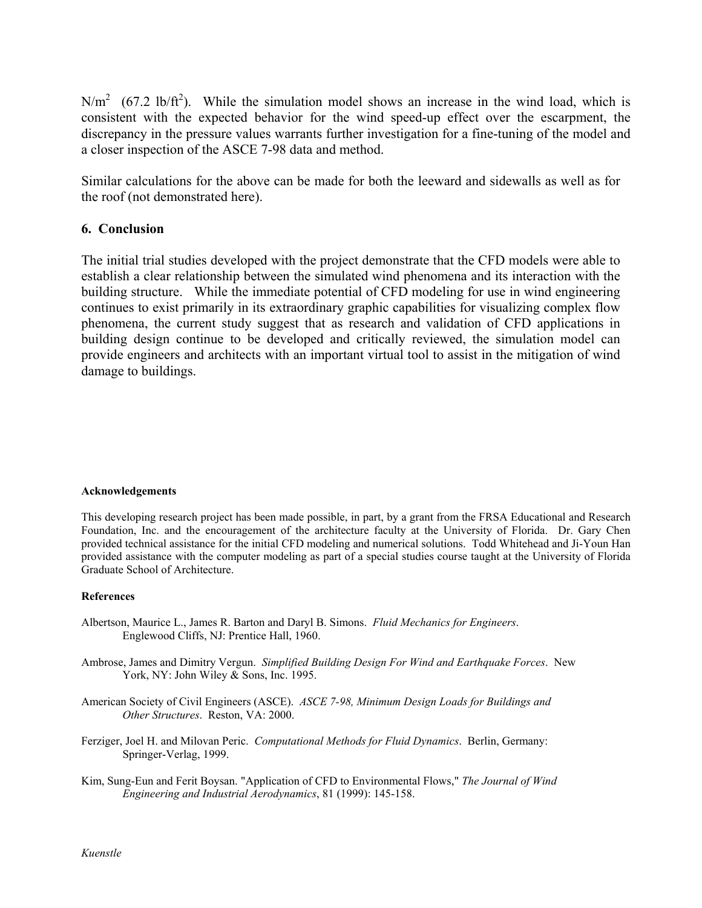$N/m^2$ (67.2 $lb/ft^2$). While the simulation model shows an increase in the wind load, which is consistent with the expected behavior for the wind speed-up effect over the escarpment, the discrepancy in the pressure values warrants further investigation for a fine-tuning of the model and a closer inspection of the ASCE 7-98 data and method.

Similar calculations for the above can be made for both the leeward and sidewalls as well as for the roof (not demonstrated here).

## 6. Conclusion

The initial trial studies developed with the project demonstrate that the CFD models were able to establish a clear relationship between the simulated wind phenomena and its interaction with the building structure. While the immediate potential of CFD modeling for use in wind engineering continues to exist primarily in its extraordinary graphic capabilities for visualizing complex flow phenomena, the current study suggest that as research and validation of CFD applications in building design continue to be developed and critically reviewed, the simulation model can provide engineers and architects with an important virtual tool to assist in the mitigation of wind damage to buildings.

#### Acknowledgements

This developing research project has been made possible, in part, by a grant from the FRSA Educational and Research Foundation, Inc. and the encouragement of the architecture faculty at the University of Florida. Dr. Gary Chen provided technical assistance for the initial CFD modeling and numerical solutions. Todd Whitehead and Ji-Youn Han provided assistance with the computer modeling as part of a special studies course taught at the University of Florida Graduate School of Architecture.

#### References

Albertson, Maurice L., James R. Barton and Daryl B. Simons. *Fluid Mechanics for Engineers*. Englewood Cliffs, NJ: Prentice Hall, 1960.

Ambrose, James and Dimitry Vergun. *Simplified Building Design For Wind and Earthquake Forces*. New York, NY: John Wiley & Sons, Inc. 1995.

American Society of Civil Engineers (ASCE). *ASCE 7-98, Minimum Design Loads for Buildings and Other Structures*. Reston, VA: 2000.

Ferziger, Joel H. and Milovan Peric. *Computational Methods for Fluid Dynamics*. Berlin, Germany: Springer-Verlag, 1999.

Kim, Sung-Eun and Ferit Boysan. "Application of CFD to Environmental Flows," *The Journal of Wind Engineering and Industrial Aerodynamics*, 81 (1999): 145-158.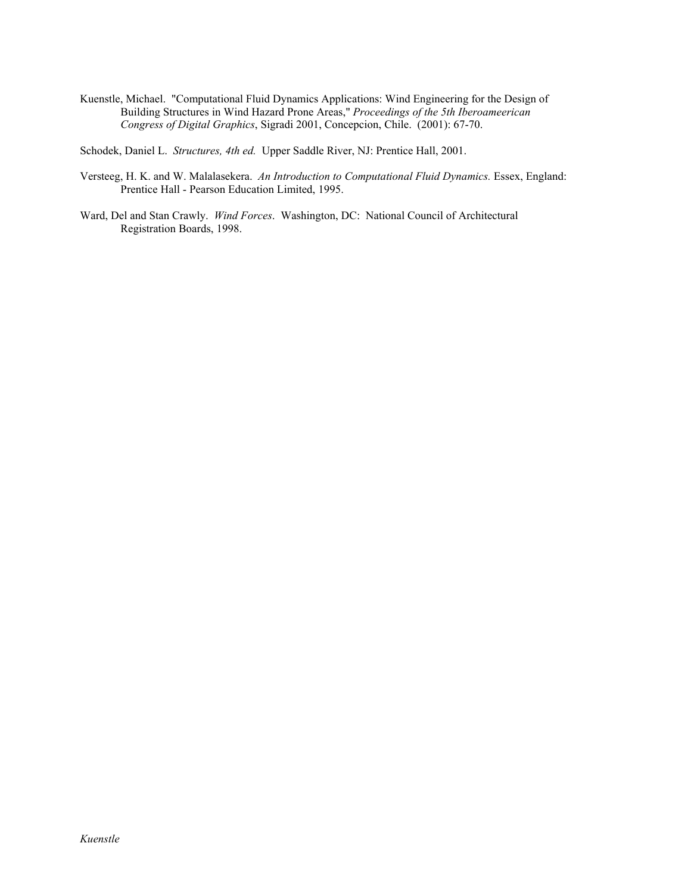Kuenstle, Michael. "Computational Fluid Dynamics Applications: Wind Engineering for the Design of Building Structures in Wind Hazard Prone Areas," *Proceedings of the 5th Iberoameerican Congress of Digital Graphics*, Sigradi 2001, Concepcion, Chile. (2001): 67-70.

Schodek, Daniel L. *Structures, 4th ed.* Upper Saddle River, NJ: Prentice Hall, 2001.

Versteeg, H. K. and W. Malalasekera. *An Introduction to Computational Fluid Dynamics.* Essex, England: Prentice Hall - Pearson Education Limited, 1995.

Ward, Del and Stan Crawly. *Wind Forces*. Washington, DC: National Council of Architectural Registration Boards, 1998.